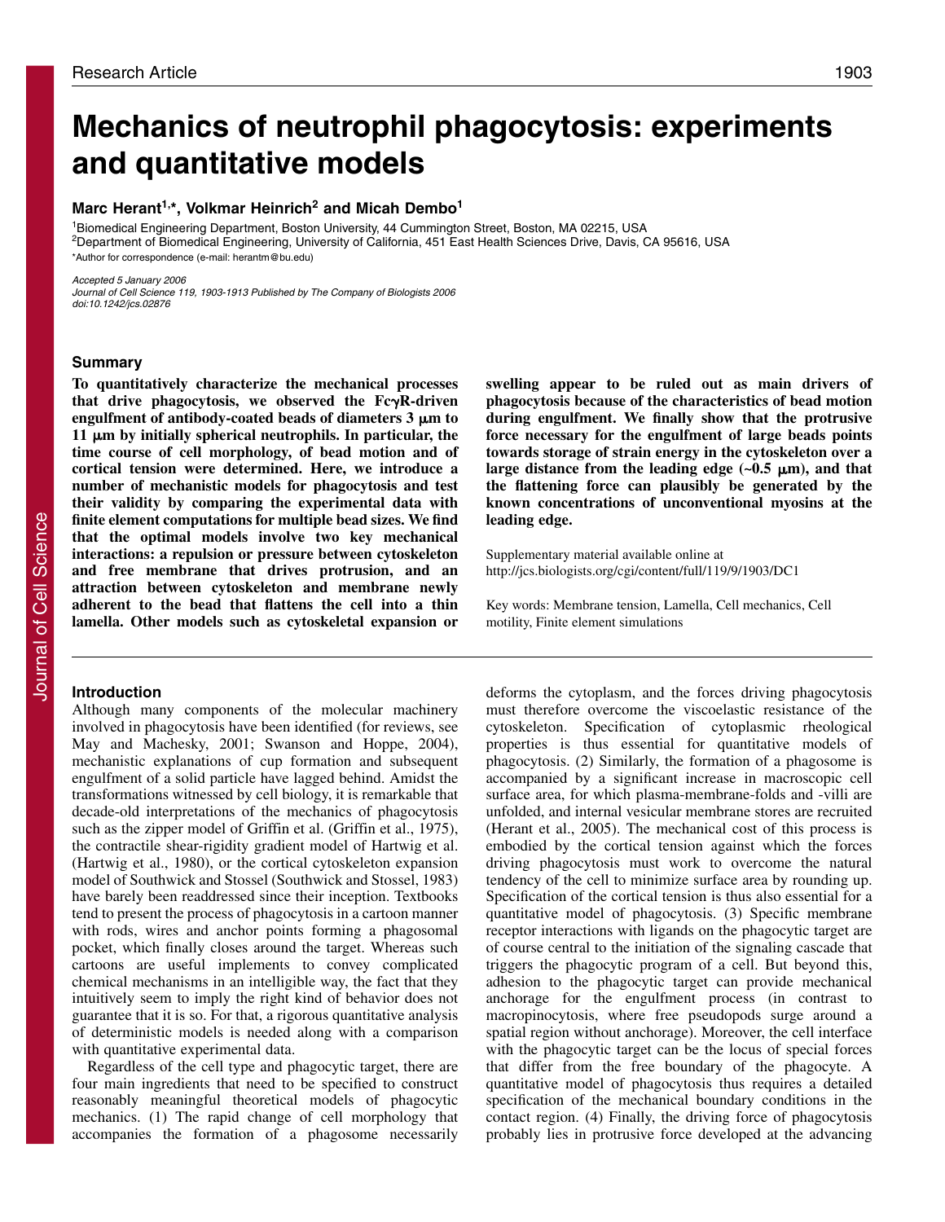Research Article

# Mechanics of neutrophil phagocytosis: experiments and quantitative models

**Marc Herant[1,*], Volkmar Heinrich[2] and Micah Dembo[1]**

[1]Biomedical Engineering Department, Boston University, 44 Cummington Street, Boston, MA 02215, USA
[2]Department of Biomedical Engineering, University of California, 451 East Health Sciences Drive, Davis, CA 95616, USA
*Author for correspondence (e-mail: herantm@bu.edu)

*Accepted 5 January 2006*
*Journal of Cell Science 119, 1903-1913 Published by The Company of Biologists 2006*
*doi:10.1242/jcs.02876*

## Summary

**To quantitatively characterize the mechanical processes that drive phagocytosis, we observed the FcγR-driven engulfment of antibody-coated beads of diameters 3 μm to 11 μm by initially spherical neutrophils. In particular, the time course of cell morphology, of bead motion and of cortical tension were determined. Here, we introduce a number of mechanistic models for phagocytosis and test their validity by comparing the experimental data with finite element computations for multiple bead sizes. We find that the optimal models involve two key mechanical interactions: a repulsion or pressure between cytoskeleton and free membrane that drives protrusion, and an attraction between cytoskeleton and membrane newly adherent to the bead that flattens the cell into a thin lamella. Other models such as cytoskeletal expansion or swelling appear to be ruled out as main drivers of phagocytosis because of the characteristics of bead motion during engulfment. We finally show that the protrusive force necessary for the engulfment of large beads points towards storage of strain energy in the cytoskeleton over a large distance from the leading edge (~0.5 μm), and that the flattening force can plausibly be generated by the known concentrations of unconventional myosins at the leading edge.**

Supplementary material available online at http://jcs.biologists.org/cgi/content/full/119/9/1903/DC1

Key words: Membrane tension, Lamella, Cell mechanics, Cell motility, Finite element simulations

## Introduction

Although many components of the molecular machinery involved in phagocytosis have been identified (for reviews, see May and Machesky, 2001; Swanson and Hoppe, 2004), mechanistic explanations of cup formation and subsequent engulfment of a solid particle have lagged behind. Amidst the transformations witnessed by cell biology, it is remarkable that decade-old interpretations of the mechanics of phagocytosis such as the zipper model of Griffin et al. (Griffin et al., 1975), the contractile shear-rigidity gradient model of Hartwig et al. (Hartwig et al., 1980), or the cortical cytoskeleton expansion model of Southwick and Stossel (Southwick and Stossel, 1983) have barely been readdressed since their inception. Textbooks tend to present the process of phagocytosis in a cartoon manner with rods, wires and anchor points forming a phagosomal pocket, which finally closes around the target. Whereas such cartoons are useful implements to convey complicated chemical mechanisms in an intelligible way, the fact that they intuitively seem to imply the right kind of behavior does not guarantee that it is so. For that, a rigorous quantitative analysis of deterministic models is needed along with a comparison with quantitative experimental data.

Regardless of the cell type and phagocytic target, there are four main ingredients that need to be specified to construct reasonably meaningful theoretical models of phagocytic mechanics. (1) The rapid change of cell morphology that accompanies the formation of a phagosome necessarily deforms the cytoplasm, and the forces driving phagocytosis must therefore overcome the viscoelastic resistance of the cytoskeleton. Specification of cytoplasmic rheological properties is thus essential for quantitative models of phagocytosis. (2) Similarly, the formation of a phagosome is accompanied by a significant increase in macroscopic cell surface area, for which plasma-membrane-folds and -villi are unfolded, and internal vesicular membrane stores are recruited (Herant et al., 2005). The mechanical cost of this process is embodied by the cortical tension against which the forces driving phagocytosis must work to overcome the natural tendency of the cell to minimize surface area by rounding up. Specification of the cortical tension is thus also essential for a quantitative model of phagocytosis. (3) Specific membrane receptor interactions with ligands on the phagocytic target are of course central to the initiation of the signaling cascade that triggers the phagocytic program of a cell. But beyond this, adhesion to the phagocytic target can provide mechanical anchorage for the engulfment process (in contrast to macropinocytosis, where free pseudopods surge around a spatial region without anchorage). Moreover, the cell interface with the phagocytic target can be the locus of special forces that differ from the free boundary of the phagocyte. A quantitative model of phagocytosis thus requires a detailed specification of the mechanical boundary conditions in the contact region. (4) Finally, the driving force of phagocytosis probably lies in protrusive force developed at the advancing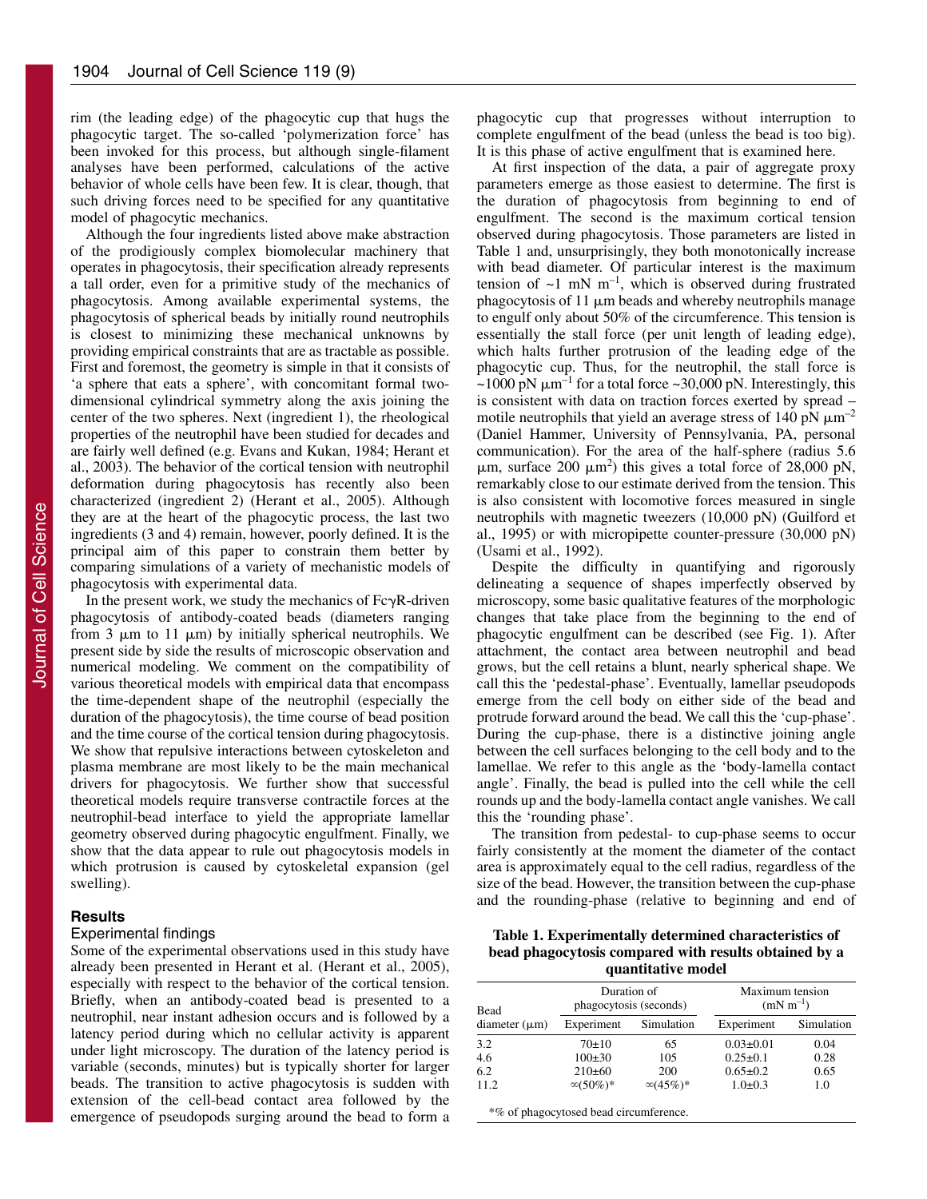rim (the leading edge) of the phagocytic cup that hugs the phagocytic target. The so-called 'polymerization force' has been invoked for this process, but although single-filament analyses have been performed, calculations of the active behavior of whole cells have been few. It is clear, though, that such driving forces need to be specified for any quantitative model of phagocytic mechanics.

Although the four ingredients listed above make abstraction of the prodigiously complex biomolecular machinery that operates in phagocytosis, their specification already represents a tall order, even for a primitive study of the mechanics of phagocytosis. Among available experimental systems, the phagocytosis of spherical beads by initially round neutrophils is closest to minimizing these mechanical unknowns by providing empirical constraints that are as tractable as possible. First and foremost, the geometry is simple in that it consists of 'a sphere that eats a sphere', with concomitant formal two-dimensional cylindrical symmetry along the axis joining the center of the two spheres. Next (ingredient 1), the rheological properties of the neutrophil have been studied for decades and are fairly well defined (e.g. Evans and Kukan, 1984; Herant et al., 2003). The behavior of the cortical tension with neutrophil deformation during phagocytosis has recently also been characterized (ingredient 2) (Herant et al., 2005). Although they are at the heart of the phagocytic process, the last two ingredients (3 and 4) remain, however, poorly defined. It is the principal aim of this paper to constrain them better by comparing simulations of a variety of mechanistic models of phagocytosis with experimental data.

In the present work, we study the mechanics of FcγR-driven phagocytosis of antibody-coated beads (diameters ranging from 3 μm to 11 μm) by initially spherical neutrophils. We present side by side the results of microscopic observation and numerical modeling. We comment on the compatibility of various theoretical models with empirical data that encompass the time-dependent shape of the neutrophil (especially the duration of the phagocytosis), the time course of bead position and the time course of the cortical tension during phagocytosis. We show that repulsive interactions between cytoskeleton and plasma membrane are most likely to be the main mechanical drivers for phagocytosis. We further show that successful theoretical models require transverse contractile forces at the neutrophil-bead interface to yield the appropriate lamellar geometry observed during phagocytic engulfment. Finally, we show that the data appear to rule out phagocytosis models in which protrusion is caused by cytoskeletal expansion (gel swelling).

## Results

### Experimental findings

Some of the experimental observations used in this study have already been presented in Herant et al. (Herant et al., 2005), especially with respect to the behavior of the cortical tension. Briefly, when an antibody-coated bead is presented to a neutrophil, near instant adhesion occurs and is followed by a latency period during which no cellular activity is apparent under light microscopy. The duration of the latency period is variable (seconds, minutes) but is typically shorter for larger beads. The transition to active phagocytosis is sudden with extension of the cell-bead contact area followed by the emergence of pseudopods surging around the bead to form a phagocytic cup that progresses without interruption to complete engulfment of the bead (unless the bead is too big). It is this phase of active engulfment that is examined here.

At first inspection of the data, a pair of aggregate proxy parameters emerge as those easiest to determine. The first is the duration of phagocytosis from beginning to end of engulfment. The second is the maximum cortical tension observed during phagocytosis. Those parameters are listed in Table 1 and, unsurprisingly, they both monotonically increase with bead diameter. Of particular interest is the maximum tension of ~1 mN $m^{-1}$, which is observed during frustrated phagocytosis of 11 μm beads and whereby neutrophils manage to engulf only about 50% of the circumference. This tension is essentially the stall force (per unit length of leading edge), which halts further protrusion of the leading edge of the phagocytic cup. Thus, for the neutrophil, the stall force is ~1000 pN $\mu m^{-1}$ for a total force ~30,000 pN. Interestingly, this is consistent with data on traction forces exerted by spread – motile neutrophils that yield an average stress of 140 pN $\mu m^{-2}$ (Daniel Hammer, University of Pennsylvania, PA, personal communication). For the area of the half-sphere (radius 5.6 μm, surface 200 $\mu m^2$) this gives a total force of 28,000 pN, remarkably close to our estimate derived from the tension. This is also consistent with locomotive forces measured in single neutrophils with magnetic tweezers (10,000 pN) (Guilford et al., 1995) or with micropipette counter-pressure (30,000 pN) (Usami et al., 1992).

Despite the difficulty in quantifying and rigorously delineating a sequence of shapes imperfectly observed by microscopy, some basic qualitative features of the morphologic changes that take place from the beginning to the end of phagocytic engulfment can be described (see Fig. 1). After attachment, the contact area between neutrophil and bead grows, but the cell retains a blunt, nearly spherical shape. We call this the 'pedestal-phase'. Eventually, lamellar pseudopods emerge from the cell body on either side of the bead and protrude forward around the bead. We call this the 'cup-phase'. During the cup-phase, there is a distinctive joining angle between the cell surfaces belonging to the cell body and to the lamellae. We refer to this angle as the 'body-lamella contact angle'. Finally, the bead is pulled into the cell while the cell rounds up and the body-lamella contact angle vanishes. We call this the 'rounding phase'.

The transition from pedestal- to cup-phase seems to occur fairly consistently at the moment the diameter of the contact area is approximately equal to the cell radius, regardless of the size of the bead. However, the transition between the cup-phase and the rounding-phase (relative to beginning and end of

**Table 1. Experimentally determined characteristics of bead phagocytosis compared with results obtained by a quantitative model**

| Bead diameter (μm) | Duration of phagocytosis (seconds) | | Maximum tension (mN $m^{-1}$) | |
|---|---|---|---|---|
| | Experiment | Simulation | Experiment | Simulation |
| 3.2 | 70±10 | 65 | 0.03±0.01 | 0.04 |
| 4.6 | 100±30 | 105 | 0.25±0.1 | 0.28 |
| 6.2 | 210±60 | 200 | 0.65±0.2 | 0.65 |
| 11.2 | ∞(50%)* | ∞(45%)* | 1.0±0.3 | 1.0 |

*% of phagocytosed bead circumference.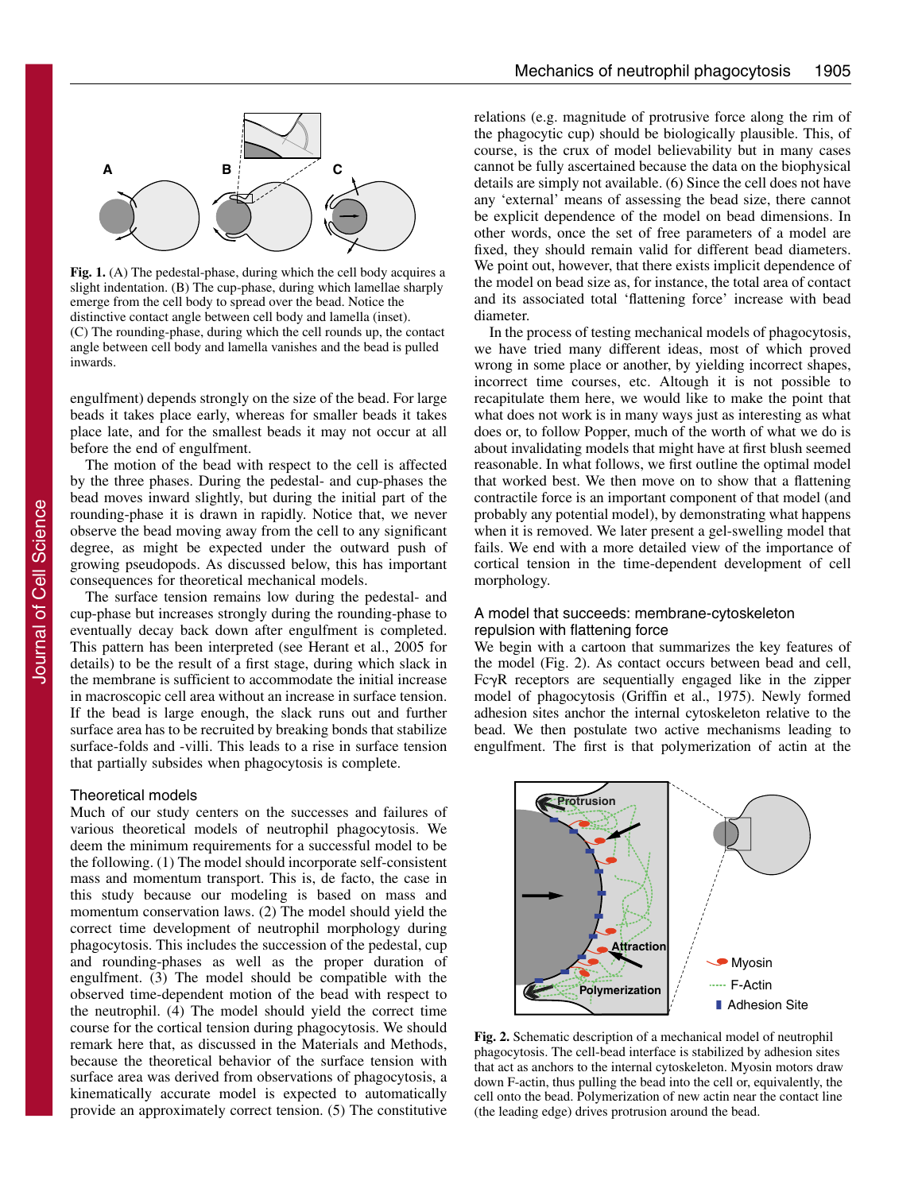Fig. 1. (A) The pedestal-phase, during which the cell body acquires a slight indentation. (B) The cup-phase, during which lamellae sharply emerge from the cell body to spread over the bead. Notice the distinctive contact angle between cell body and lamella (inset). (C) The rounding-phase, during which the cell rounds up, the contact angle between cell body and lamella vanishes and the bead is pulled inwards.

engulfment) depends strongly on the size of the bead. For large beads it takes place early, whereas for smaller beads it takes place late, and for the smallest beads it may not occur at all before the end of engulfment.

The motion of the bead with respect to the cell is affected by the three phases. During the pedestal- and cup-phases the bead moves inward slightly, but during the initial part of the rounding-phase it is drawn in rapidly. Notice that, we never observe the bead moving away from the cell to any significant degree, as might be expected under the outward push of growing pseudopods. As discussed below, this has important consequences for theoretical mechanical models.

The surface tension remains low during the pedestal- and cup-phase but increases strongly during the rounding-phase to eventually decay back down after engulfment is completed. This pattern has been interpreted (see Herant et al., 2005 for details) to be the result of a first stage, during which slack in the membrane is sufficient to accommodate the initial increase in macroscopic cell area without an increase in surface tension. If the bead is large enough, the slack runs out and further surface area has to be recruited by breaking bonds that stabilize surface-folds and -villi. This leads to a rise in surface tension that partially subsides when phagocytosis is complete.

## Theoretical models

Much of our study centers on the successes and failures of various theoretical models of neutrophil phagocytosis. We deem the minimum requirements for a successful model to be the following. (1) The model should incorporate self-consistent mass and momentum transport. This is, de facto, the case in this study because our modeling is based on mass and momentum conservation laws. (2) The model should yield the correct time development of neutrophil morphology during phagocytosis. This includes the succession of the pedestal, cup and rounding-phases as well as the proper duration of engulfment. (3) The model should be compatible with the observed time-dependent motion of the bead with respect to the neutrophil. (4) The model should yield the correct time course for the cortical tension during phagocytosis. We should remark here that, as discussed in the Materials and Methods, because the theoretical behavior of the surface tension with surface area was derived from observations of phagocytosis, a kinematically accurate model is expected to automatically provide an approximately correct tension. (5) The constitutive relations (e.g. magnitude of protrusive force along the rim of the phagocytic cup) should be biologically plausible. This, of course, is the crux of model believability but in many cases cannot be fully ascertained because the data on the biophysical details are simply not available. (6) Since the cell does not have any 'external' means of assessing the bead size, there cannot be explicit dependence of the model on bead dimensions. In other words, once the set of free parameters of a model are fixed, they should remain valid for different bead diameters. We point out, however, that there exists implicit dependence of the model on bead size as, for instance, the total area of contact and its associated total 'flattening force' increase with bead diameter.

In the process of testing mechanical models of phagocytosis, we have tried many different ideas, most of which proved wrong in some place or another, by yielding incorrect shapes, incorrect time courses, etc. Altough it is not possible to recapitulate them here, we would like to make the point that what does not work is in many ways just as interesting as what does or, to follow Popper, much of the worth of what we do is about invalidating models that might have at first blush seemed reasonable. In what follows, we first outline the optimal model that worked best. We then move on to show that a flattening contractile force is an important component of that model (and probably any potential model), by demonstrating what happens when it is removed. We later present a gel-swelling model that fails. We end with a more detailed view of the importance of cortical tension in the time-dependent development of cell morphology.

## A model that succeeds: membrane-cytoskeleton repulsion with flattening force

We begin with a cartoon that summarizes the key features of the model (Fig. 2). As contact occurs between bead and cell, FcγR receptors are sequentially engaged like in the zipper model of phagocytosis (Griffin et al., 1975). Newly formed adhesion sites anchor the internal cytoskeleton relative to the bead. We then postulate two active mechanisms leading to engulfment. The first is that polymerization of actin at the

Fig. 2. Schematic description of a mechanical model of neutrophil phagocytosis. The cell-bead interface is stabilized by adhesion sites that act as anchors to the internal cytoskeleton. Myosin motors draw down F-actin, thus pulling the bead into the cell or, equivalently, the cell onto the bead. Polymerization of new actin near the contact line (the leading edge) drives protrusion around the bead.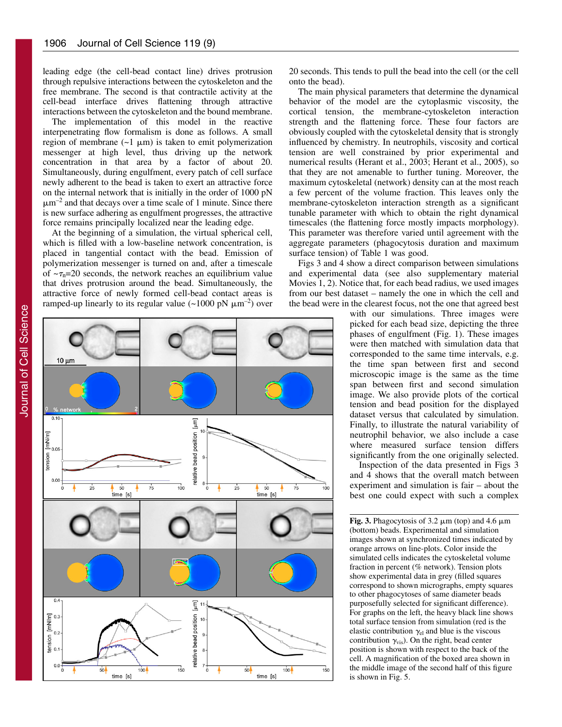leading edge (the cell-bead contact line) drives protrusion through repulsive interactions between the cytoskeleton and the free membrane. The second is that contractile activity at the cell-bead interface drives flattening through attractive interactions between the cytoskeleton and the bound membrane.

The implementation of this model in the reactive interpenetrating flow formalism is done as follows. A small region of membrane (~1 μm) is taken to emit polymerization messenger at high level, thus driving up the network concentration in that area by a factor of about 20. Simultaneously, during engulfment, every patch of cell surface newly adherent to the bead is taken to exert an attractive force on the internal network that is initially in the order of 1000 pN $\mu m^{-2}$ and that decays over a time scale of 1 minute. Since there is new surface adhering as engulfment progresses, the attractive force remains principally localized near the leading edge.

At the beginning of a simulation, the virtual spherical cell, which is filled with a low-baseline network concentration, is placed in tangential contact with the bead. Emission of polymerization messenger is turned on and, after a timescale of $\sim\tau_n$=20 seconds, the network reaches an equilibrium value that drives protrusion around the bead. Simultaneously, the attractive force of newly formed cell-bead contact areas is ramped-up linearly to its regular value (~1000 pN $\mu m^{-2}$) over 20 seconds. This tends to pull the bead into the cell (or the cell onto the bead).

The main physical parameters that determine the dynamical behavior of the model are the cytoplasmic viscosity, the cortical tension, the membrane-cytoskeleton interaction strength and the flattening force. These four factors are obviously coupled with the cytoskeletal density that is strongly influenced by chemistry. In neutrophils, viscosity and cortical tension are well constrained by prior experimental and numerical results (Herant et al., 2003; Herant et al., 2005), so that they are not amenable to further tuning. Moreover, the maximum cytoskeletal (network) density can at the most reach a few percent of the volume fraction. This leaves only the membrane-cytoskeleton interaction strength as a significant tunable parameter with which to obtain the right dynamical timescales (the flattening force mostly impacts morphology). This parameter was therefore varied until agreement with the aggregate parameters (phagocytosis duration and maximum surface tension) of Table 1 was good.

Figs 3 and 4 show a direct comparison between simulations and experimental data (see also supplementary material Movies 1, 2). Notice that, for each bead radius, we used images from our best dataset – namely the one in which the cell and the bead were in the clearest focus, not the one that agreed best with our simulations. Three images were picked for each bead size, depicting the three phases of engulfment (Fig. 1). These images were then matched with simulation data that corresponded to the same time intervals, e.g. the time span between first and second microscopic image is the same as the time span between first and second simulation image. We also provide plots of the cortical tension and bead position for the displayed dataset versus that calculated by simulation. Finally, to illustrate the natural variability of neutrophil behavior, we also include a case where measured surface tension differs significantly from the one originally selected.

Inspection of the data presented in Figs 3 and 4 shows that the overall match between experiment and simulation is fair – about the best one could expect with such a complex

**Fig. 3.** Phagocytosis of 3.2 μm (top) and 4.6 μm (bottom) beads. Experimental and simulation images shown at synchronized times indicated by orange arrows on line-plots. Color inside the simulated cells indicates the cytoskeletal volume fraction in percent (% network). Tension plots show experimental data in grey (filled squares correspond to shown micrographs, empty squares to other phagocytoses of same diameter beads purposefully selected for significant difference). For graphs on the left, the heavy black line shows total surface tension from simulation (red is the elastic contribution $\gamma_{el}$ and blue is the viscous contribution $\gamma_{vis}$). On the right, bead center position is shown with respect to the back of the cell. A magnification of the boxed area shown in the middle image of the second half of this figure is shown in Fig. 5.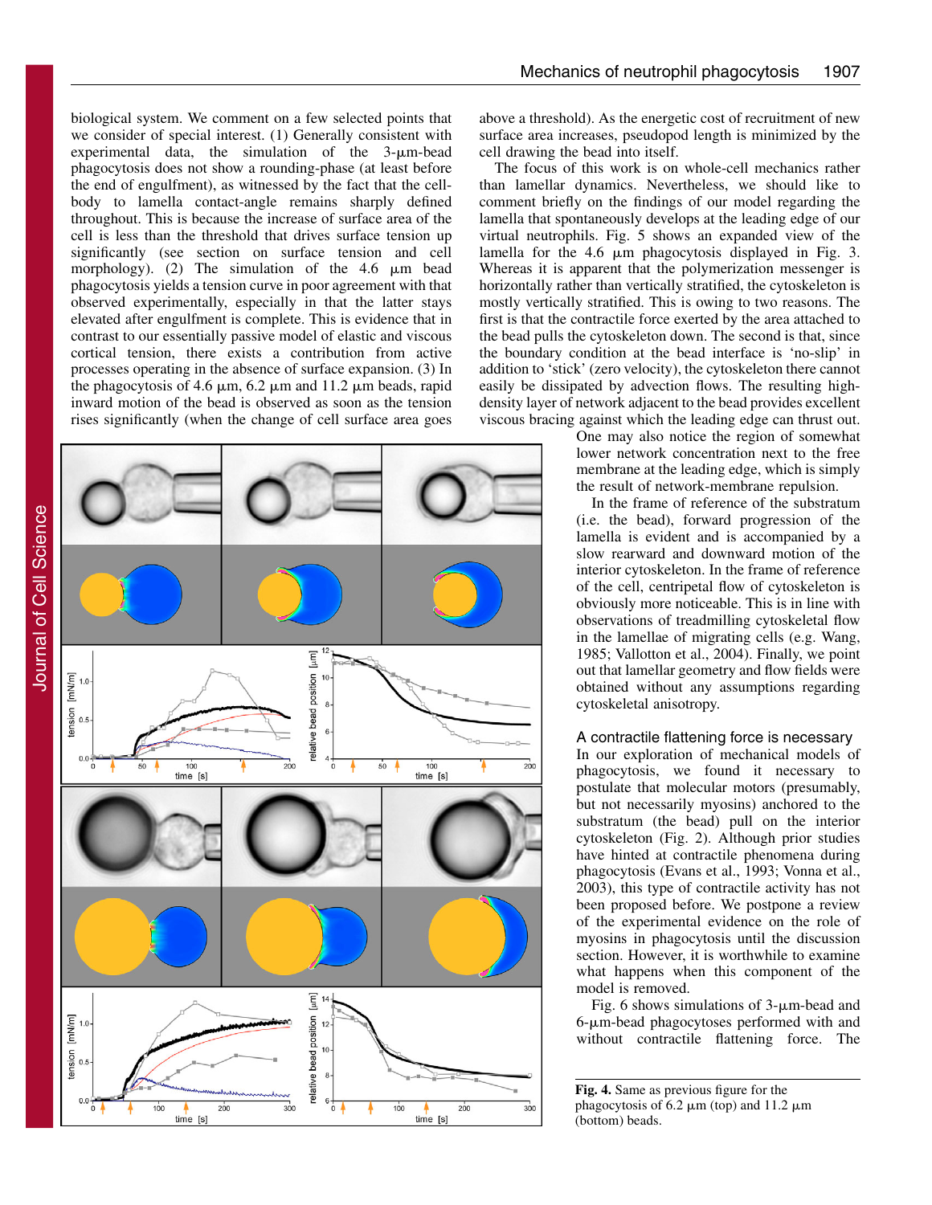biological system. We comment on a few selected points that we consider of special interest. (1) Generally consistent with experimental data, the simulation of the 3-μm-bead phagocytosis does not show a rounding-phase (at least before the end of engulfment), as witnessed by the fact that the cell-body to lamella contact-angle remains sharply defined throughout. This is because the increase of surface area of the cell is less than the threshold that drives surface tension up significantly (see section on surface tension and cell morphology). (2) The simulation of the 4.6 μm bead phagocytosis yields a tension curve in poor agreement with that observed experimentally, especially in that the latter stays elevated after engulfment is complete. This is evidence that in contrast to our essentially passive model of elastic and viscous cortical tension, there exists a contribution from active processes operating in the absence of surface expansion. (3) In the phagocytosis of 4.6 μm, 6.2 μm and 11.2 μm beads, rapid inward motion of the bead is observed as soon as the tension rises significantly (when the change of cell surface area goes above a threshold). As the energetic cost of recruitment of new surface area increases, pseudopod length is minimized by the cell drawing the bead into itself.

The focus of this work is on whole-cell mechanics rather than lamellar dynamics. Nevertheless, we should like to comment briefly on the findings of our model regarding the lamella that spontaneously develops at the leading edge of our virtual neutrophils. Fig. 5 shows an expanded view of the lamella for the 4.6 μm phagocytosis displayed in Fig. 3. Whereas it is apparent that the polymerization messenger is horizontally rather than vertically stratified, the cytoskeleton is mostly vertically stratified. This is owing to two reasons. The first is that the contractile force exerted by the area attached to the bead pulls the cytoskeleton down. The second is that, since the boundary condition at the bead interface is 'no-slip' in addition to 'stick' (zero velocity), the cytoskeleton there cannot easily be dissipated by advection flows. The resulting high-density layer of network adjacent to the bead provides excellent viscous bracing against which the leading edge can thrust out. One may also notice the region of somewhat lower network concentration next to the free membrane at the leading edge, which is simply the result of network-membrane repulsion.

In the frame of reference of the substratum (i.e. the bead), forward progression of the lamella is evident and is accompanied by a slow rearward and downward motion of the interior cytoskeleton. In the frame of reference of the cell, centripetal flow of cytoskeleton is obviously more noticeable. This is in line with observations of treadmilling cytoskeletal flow in the lamellae of migrating cells (e.g. Wang, 1985; Vallotton et al., 2004). Finally, we point out that lamellar geometry and flow fields were obtained without any assumptions regarding cytoskeletal anisotropy.

## A contractile flattening force is necessary

In our exploration of mechanical models of phagocytosis, we found it necessary to postulate that molecular motors (presumably, but not necessarily myosins) anchored to the substratum (the bead) pull on the interior cytoskeleton (Fig. 2). Although prior studies have hinted at contractile phenomena during phagocytosis (Evans et al., 1993; Vonna et al., 2003), this type of contractile activity has not been proposed before. We postpone a review of the experimental evidence on the role of myosins in phagocytosis until the discussion section. However, it is worthwhile to examine what happens when this component of the model is removed.

Fig. 6 shows simulations of 3-μm-bead and 6-μm-bead phagocytoses performed with and without contractile flattening force. The

**Fig. 4.** Same as previous figure for the phagocytosis of 6.2 μm (top) and 11.2 μm (bottom) beads.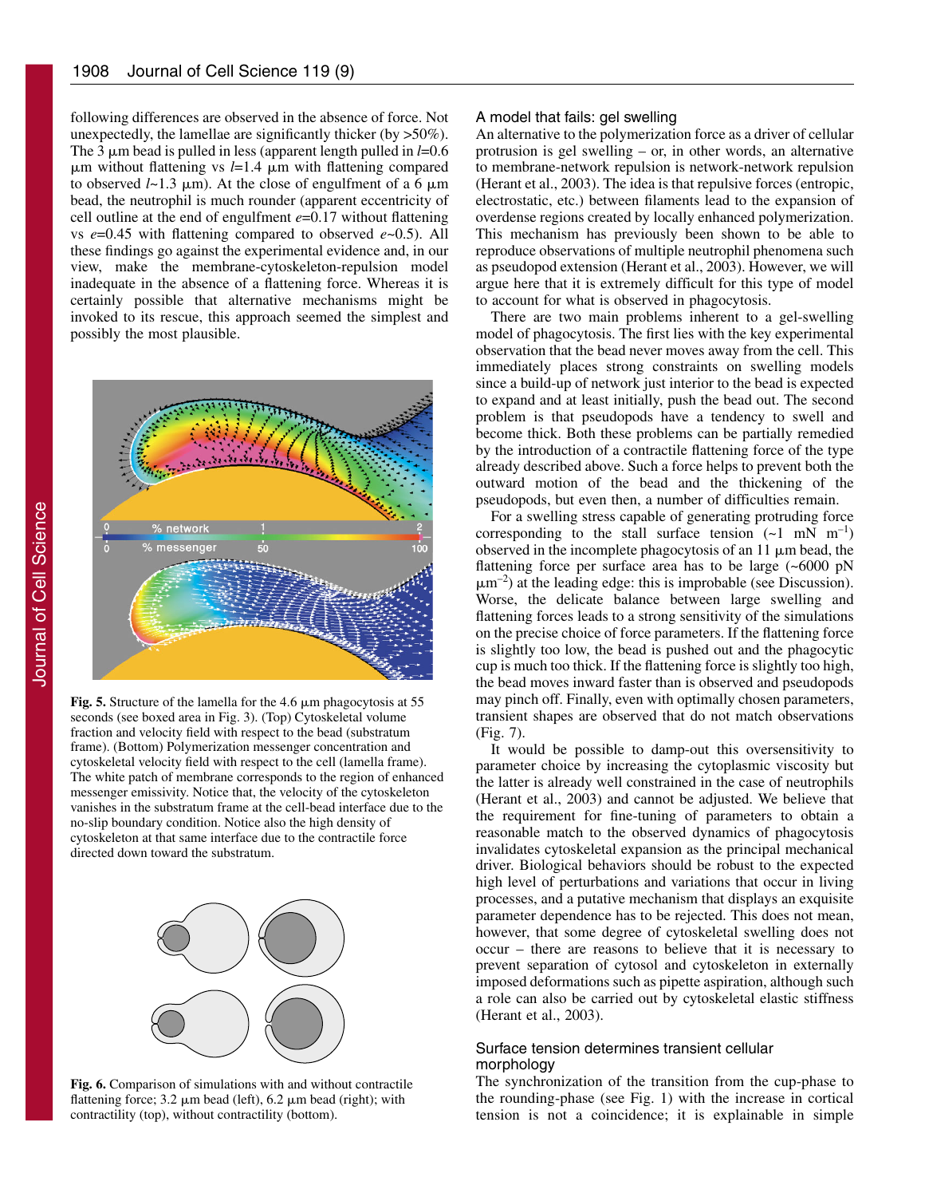following differences are observed in the absence of force. Not unexpectedly, the lamellae are significantly thicker (by >50%). The 3 μm bead is pulled in less (apparent length pulled in $l$=0.6 μm without flattening vs $l$=1.4 μm with flattening compared to observed $l$~1.3 μm). At the close of engulfment of a 6 μm bead, the neutrophil is much rounder (apparent eccentricity of cell outline at the end of engulfment $e$=0.17 without flattening vs $e$=0.45 with flattening compared to observed $e$~0.5). All these findings go against the experimental evidence and, in our view, make the membrane-cytoskeleton-repulsion model inadequate in the absence of a flattening force. Whereas it is certainly possible that alternative mechanisms might be invoked to its rescue, this approach seemed the simplest and possibly the most plausible.

0 % network 1 2

0 % messenger 50 100

**Fig. 5.** Structure of the lamella for the 4.6 μm phagocytosis at 55 seconds (see boxed area in Fig. 3). (Top) Cytoskeletal volume fraction and velocity field with respect to the bead (substratum frame). (Bottom) Polymerization messenger concentration and cytoskeletal velocity field with respect to the cell (lamella frame). The white patch of membrane corresponds to the region of enhanced messenger emissivity. Notice that, the velocity of the cytoskeleton vanishes in the substratum frame at the cell-bead interface due to the no-slip boundary condition. Notice also the high density of cytoskeleton at that same interface due to the contractile force directed down toward the substratum.

**Fig. 6.** Comparison of simulations with and without contractile flattening force; 3.2 μm bead (left), 6.2 μm bead (right); with contractility (top), without contractility (bottom).

### A model that fails: gel swelling

An alternative to the polymerization force as a driver of cellular protrusion is gel swelling – or, in other words, an alternative to membrane-network repulsion is network-network repulsion (Herant et al., 2003). The idea is that repulsive forces (entropic, electrostatic, etc.) between filaments lead to the expansion of overdense regions created by locally enhanced polymerization. This mechanism has previously been shown to be able to reproduce observations of multiple neutrophil phenomena such as pseudopod extension (Herant et al., 2003). However, we will argue here that it is extremely difficult for this type of model to account for what is observed in phagocytosis.

There are two main problems inherent to a gel-swelling model of phagocytosis. The first lies with the key experimental observation that the bead never moves away from the cell. This immediately places strong constraints on swelling models since a build-up of network just interior to the bead is expected to expand and at least initially, push the bead out. The second problem is that pseudopods have a tendency to swell and become thick. Both these problems can be partially remedied by the introduction of a contractile flattening force of the type already described above. Such a force helps to prevent both the outward motion of the bead and the thickening of the pseudopods, but even then, a number of difficulties remain.

For a swelling stress capable of generating protruding force corresponding to the stall surface tension (~1 mN m$^{-1}$) observed in the incomplete phagocytosis of an 11 μm bead, the flattening force per surface area has to be large (~6000 pN μm$^{-2}$) at the leading edge: this is improbable (see Discussion). Worse, the delicate balance between large swelling and flattening forces leads to a strong sensitivity of the simulations on the precise choice of force parameters. If the flattening force is slightly too low, the bead is pushed out and the phagocytic cup is much too thick. If the flattening force is slightly too high, the bead moves inward faster than is observed and pseudopods may pinch off. Finally, even with optimally chosen parameters, transient shapes are observed that do not match observations (Fig. 7).

It would be possible to damp-out this oversensitivity to parameter choice by increasing the cytoplasmic viscosity but the latter is already well constrained in the case of neutrophils (Herant et al., 2003) and cannot be adjusted. We believe that the requirement for fine-tuning of parameters to obtain a reasonable match to the observed dynamics of phagocytosis invalidates cytoskeletal expansion as the principal mechanical driver. Biological behaviors should be robust to the expected high level of perturbations and variations that occur in living processes, and a putative mechanism that displays an exquisite parameter dependence has to be rejected. This does not mean, however, that some degree of cytoskeletal swelling does not occur – there are reasons to believe that it is necessary to prevent separation of cytosol and cytoskeleton in externally imposed deformations such as pipette aspiration, although such a role can also be carried out by cytoskeletal elastic stiffness (Herant et al., 2003).

### Surface tension determines transient cellular morphology

The synchronization of the transition from the cup-phase to the rounding-phase (see Fig. 1) with the increase in cortical tension is not a coincidence; it is explainable in simple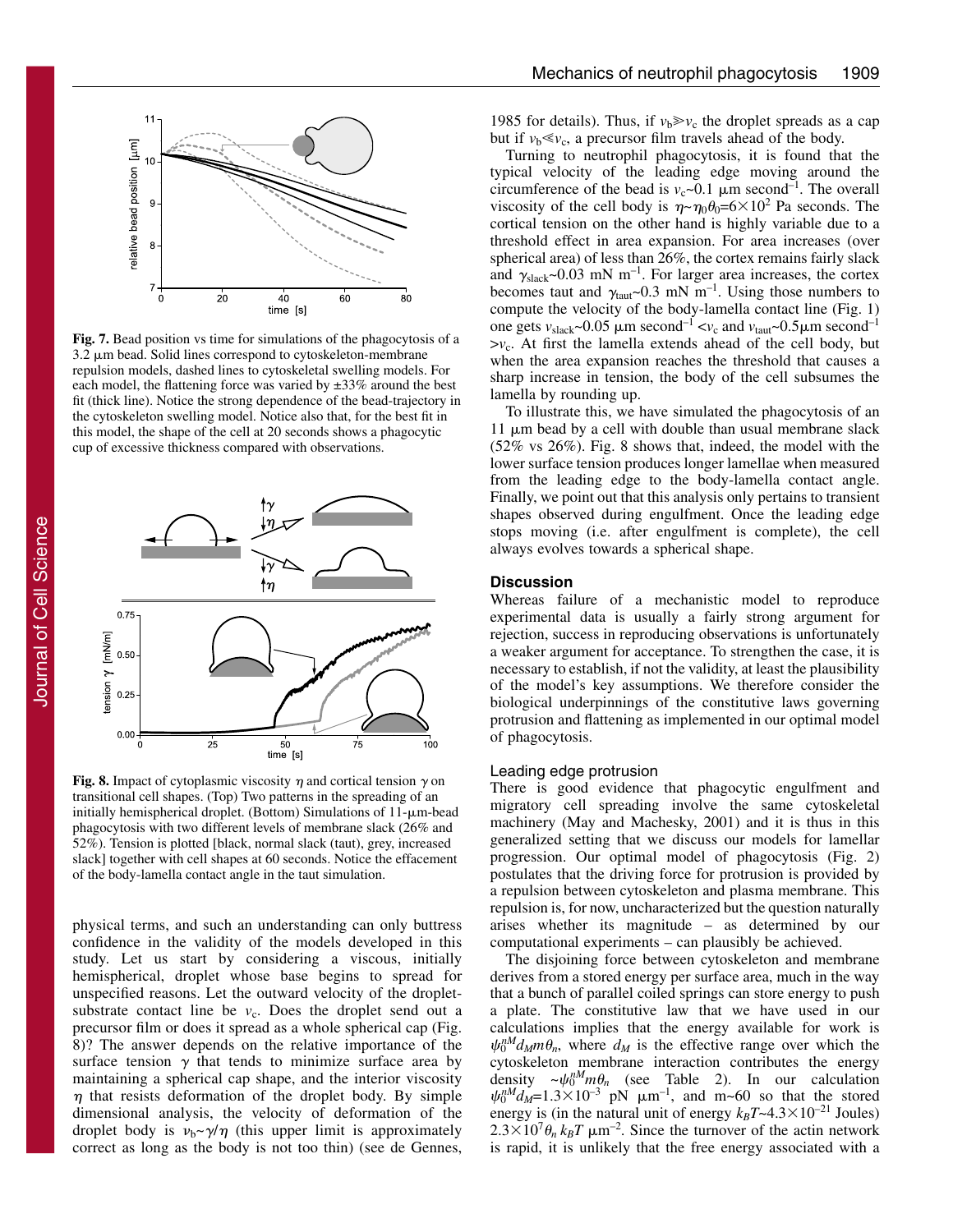**Fig. 7.** Bead position vs time for simulations of the phagocytosis of a 3.2 μm bead. Solid lines correspond to cytoskeleton-membrane repulsion models, dashed lines to cytoskeletal swelling models. For each model, the flattening force was varied by ±33% around the best fit (thick line). Notice the strong dependence of the bead-trajectory in the cytoskeleton swelling model. Notice also that, for the best fit in this model, the shape of the cell at 20 seconds shows a phagocytic cup of excessive thickness compared with observations.

**Fig. 8.** Impact of cytoplasmic viscosity $\eta$ and cortical tension $\gamma$ on transitional cell shapes. (Top) Two patterns in the spreading of an initially hemispherical droplet. (Bottom) Simulations of 11-μm-bead phagocytosis with two different levels of membrane slack (26% and 52%). Tension is plotted [black, normal slack (taut), grey, increased slack] together with cell shapes at 60 seconds. Notice the effacement of the body-lamella contact angle in the taut simulation.

physical terms, and such an understanding can only buttress confidence in the validity of the models developed in this study. Let us start by considering a viscous, initially hemispherical, droplet whose base begins to spread for unspecified reasons. Let the outward velocity of the droplet-substrate contact line be $v_c$. Does the droplet send out a precursor film or does it spread as a whole spherical cap (Fig. 8)? The answer depends on the relative importance of the surface tension $\gamma$ that tends to minimize surface area by maintaining a spherical cap shape, and the interior viscosity $\eta$ that resists deformation of the droplet body. By simple dimensional analysis, the velocity of deformation of the droplet body is $v_b \sim \gamma/\eta$ (this upper limit is approximately correct as long as the body is not too thin) (see de Gennes, 1985 for details). Thus, if $v_b \gg v_c$ the droplet spreads as a cap but if $v_b \ll v_c$, a precursor film travels ahead of the body.

Turning to neutrophil phagocytosis, it is found that the typical velocity of the leading edge moving around the circumference of the bead is $v_c$~0.1 μm second$^{-1}$. The overall viscosity of the cell body is $\eta \sim \eta_0\theta_0 = 6\times10^2$ Pa seconds. The cortical tension on the other hand is highly variable due to a threshold effect in area expansion. For area increases (over spherical area) of less than 26%, the cortex remains fairly slack and $\gamma_{slack}$~0.03 mN m$^{-1}$. For larger area increases, the cortex becomes taut and $\gamma_{taut}$~0.3 mN m$^{-1}$. Using those numbers to compute the velocity of the body-lamella contact line (Fig. 1) one gets $v_{slack}$~0.05 μm second$^{-1}$ $<v_c$ and $v_{taut}$~0.5μm second$^{-1}$ $>v_c$. At first the lamella extends ahead of the cell body, but when the area expansion reaches the threshold that causes a sharp increase in tension, the body of the cell subsumes the lamella by rounding up.

To illustrate this, we have simulated the phagocytosis of an 11 μm bead by a cell with double than usual membrane slack (52% vs 26%). Fig. 8 shows that, indeed, the model with the lower surface tension produces longer lamellae when measured from the leading edge to the body-lamella contact angle. Finally, we point out that this analysis only pertains to transient shapes observed during engulfment. Once the leading edge stops moving (i.e. after engulfment is complete), the cell always evolves towards a spherical shape.

## Discussion

Whereas failure of a mechanistic model to reproduce experimental data is usually a fairly strong argument for rejection, success in reproducing observations is unfortunately a weaker argument for acceptance. To strengthen the case, it is necessary to establish, if not the validity, at least the plausibility of the model's key assumptions. We therefore consider the biological underpinnings of the constitutive laws governing protrusion and flattening as implemented in our optimal model of phagocytosis.

### Leading edge protrusion

There is good evidence that phagocytic engulfment and migratory cell spreading involve the same cytoskeletal machinery (May and Machesky, 2001) and it is thus in this generalized setting that we discuss our models for lamellar progression. Our optimal model of phagocytosis (Fig. 2) postulates that the driving force for protrusion is provided by a repulsion between cytoskeleton and plasma membrane. This repulsion is, for now, uncharacterized but the question naturally arises whether its magnitude – as determined by our computational experiments – can plausibly be achieved.

The disjoining force between cytoskeleton and membrane derives from a stored energy per surface area, much in the way that a bunch of parallel coiled springs can store energy to push a plate. The constitutive law that we have used in our calculations implies that the energy available for work is $\psi_0^{nM} d_M m \theta_n$, where $d_M$ is the effective range over which the cytoskeleton membrane interaction contributes the energy density $\sim\psi_0^{nM} m \theta_n$ (see Table 2). In our calculation $\psi_0^{nM} d_M$=1.3×10$^{-3}$ pN μm$^{-1}$, and m~60 so that the stored energy is (in the natural unit of energy $k_BT$~4.3×10$^{-21}$ Joules) 2.3×10$^{7}\theta_n k_BT$ μm$^{-2}$. Since the turnover of the actin network is rapid, it is unlikely that the free energy associated with a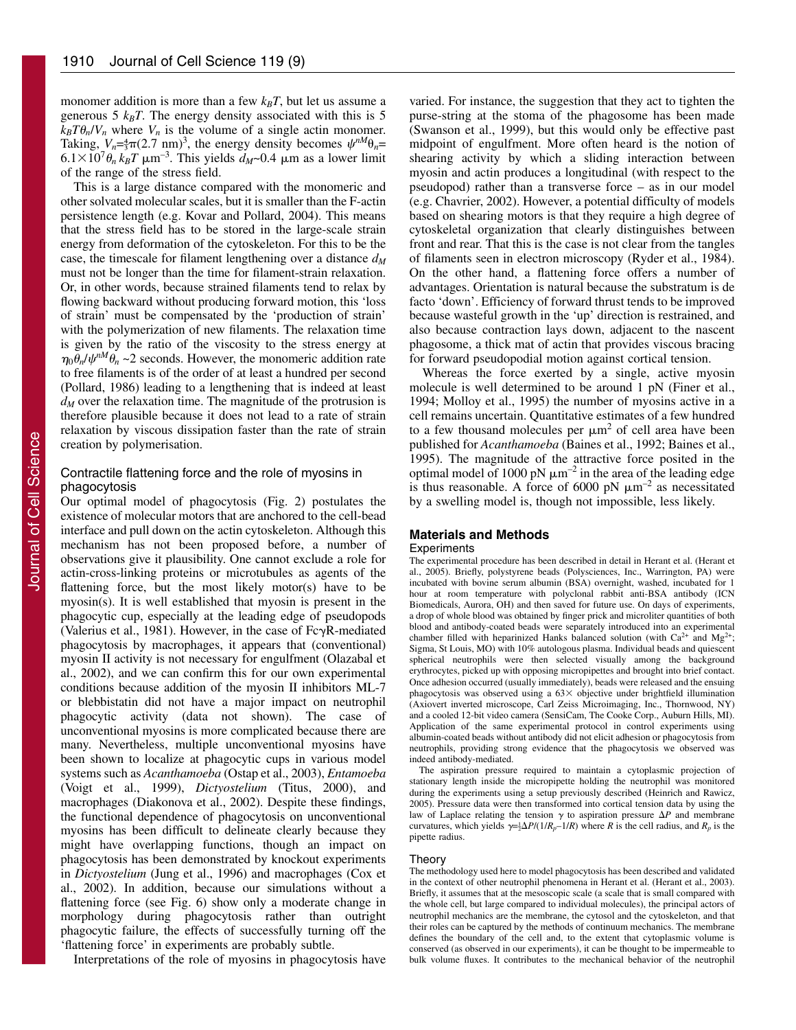monomer addition is more than a few $k_BT$, but let us assume a generous 5 $k_BT$. The energy density associated with this is 5 $k_BT\theta_n/V_n$ where $V_n$ is the volume of a single actin monomer. Taking, $V_n=\frac{4}{3}\pi(2.7\text{ nm})^3$, the energy density becomes $\psi^{nM}\theta_n=6.1\times10^7\theta_n\,k_BT\,\mu\text{m}^{-3}$. This yields $d_M$~0.4 μm as a lower limit of the range of the stress field.

This is a large distance compared with the monomeric and other solvated molecular scales, but it is smaller than the F-actin persistence length (e.g. Kovar and Pollard, 2004). This means that the stress field has to be stored in the large-scale strain energy from deformation of the cytoskeleton. For this to be the case, the timescale for filament lengthening over a distance $d_M$ must not be longer than the time for filament-strain relaxation. Or, in other words, because strained filaments tend to relax by flowing backward without producing forward motion, this 'loss of strain' must be compensated by the 'production of strain' with the polymerization of new filaments. The relaxation time is given by the ratio of the viscosity to the stress energy at $\eta_0\theta_n/\psi^{nM}\theta_n$ ~2 seconds. However, the monomeric addition rate to free filaments is of the order of at least a hundred per second (Pollard, 1986) leading to a lengthening that is indeed at least $d_M$ over the relaxation time. The magnitude of the protrusion is therefore plausible because it does not lead to a rate of strain relaxation by viscous dissipation faster than the rate of strain creation by polymerisation.

### Contractile flattening force and the role of myosins in phagocytosis

Our optimal model of phagocytosis (Fig. 2) postulates the existence of molecular motors that are anchored to the cell-bead interface and pull down on the actin cytoskeleton. Although this mechanism has not been proposed before, a number of observations give it plausibility. One cannot exclude a role for actin-cross-linking proteins or microtubules as agents of the flattening force, but the most likely motor(s) have to be myosin(s). It is well established that myosin is present in the phagocytic cup, especially at the leading edge of pseudopods (Valerius et al., 1981). However, in the case of FcγR-mediated phagocytosis by macrophages, it appears that (conventional) myosin II activity is not necessary for engulfment (Olazabal et al., 2002), and we can confirm this for our own experimental conditions because addition of the myosin II inhibitors ML-7 or blebbistatin did not have a major impact on neutrophil phagocytic activity (data not shown). The case of unconventional myosins is more complicated because there are many. Nevertheless, multiple unconventional myosins have been shown to localize at phagocytic cups in various model systems such as *Acanthamoeba* (Ostap et al., 2003), *Entamoeba* (Voigt et al., 1999), *Dictyostelium* (Titus, 2000), and macrophages (Diakonova et al., 2002). Despite these findings, the functional dependence of phagocytosis on unconventional myosins has been difficult to delineate clearly because they might have overlapping functions, though an impact on phagocytosis has been demonstrated by knockout experiments in *Dictyostelium* (Jung et al., 1996) and macrophages (Cox et al., 2002). In addition, because our simulations without a flattening force (see Fig. 6) show only a moderate change in morphology during phagocytosis rather than outright phagocytic failure, the effects of successfully turning off the 'flattening force' in experiments are probably subtle.

Interpretations of the role of myosins in phagocytosis have varied. For instance, the suggestion that they act to tighten the purse-string at the stoma of the phagosome has been made (Swanson et al., 1999), but this would only be effective past midpoint of engulfment. More often heard is the notion of shearing activity by which a sliding interaction between myosin and actin produces a longitudinal (with respect to the pseudopod) rather than a transverse force – as in our model (e.g. Chavrier, 2002). However, a potential difficulty of models based on shearing motors is that they require a high degree of cytoskeletal organization that clearly distinguishes between front and rear. That this is the case is not clear from the tangles of filaments seen in electron microscopy (Ryder et al., 1984). On the other hand, a flattening force offers a number of advantages. Orientation is natural because the substratum is de facto 'down'. Efficiency of forward thrust tends to be improved because wasteful growth in the 'up' direction is restrained, and also because contraction lays down, adjacent to the nascent phagosome, a thick mat of actin that provides viscous bracing for forward pseudopodial motion against cortical tension.

Whereas the force exerted by a single, active myosin molecule is well determined to be around 1 pN (Finer et al., 1994; Molloy et al., 1995) the number of myosins active in a cell remains uncertain. Quantitative estimates of a few hundred to a few thousand molecules per μm$^2$ of cell area have been published for *Acanthamoeba* (Baines et al., 1992; Baines et al., 1995). The magnitude of the attractive force posited in the optimal model of 1000 pN μm$^{-2}$ in the area of the leading edge is thus reasonable. A force of 6000 pN μm$^{-2}$ as necessitated by a swelling model is, though not impossible, less likely.

## Materials and Methods

### Experiments

The experimental procedure has been described in detail in Herant et al. (Herant et al., 2005). Briefly, polystyrene beads (Polysciences, Inc., Warrington, PA) were incubated with bovine serum albumin (BSA) overnight, washed, incubated for 1 hour at room temperature with polyclonal rabbit anti-BSA antibody (ICN Biomedicals, Aurora, OH) and then saved for future use. On days of experiments, a drop of whole blood was obtained by finger prick and microliter quantities of both blood and antibody-coated beads were separately introduced into an experimental chamber filled with heparinized Hanks balanced solution (with $Ca^{2+}$ and $Mg^{2+}$; Sigma, St Louis, MO) with 10% autologous plasma. Individual beads and quiescent spherical neutrophils were then selected visually among the background erythrocytes, picked up with opposing micropipettes and brought into brief contact. Once adhesion occurred (usually immediately), beads were released and the ensuing phagocytosis was observed using a 63× objective under brightfield illumination (Axiovert inverted microscope, Carl Zeiss Microimaging, Inc., Thornwood, NY) and a cooled 12-bit video camera (SensiCam, The Cooke Corp., Auburn Hills, MI). Application of the same experimental protocol in control experiments using albumin-coated beads without antibody did not elicit adhesion or phagocytosis from neutrophils, providing strong evidence that the phagocytosis we observed was indeed antibody-mediated.

The aspiration pressure required to maintain a cytoplasmic projection of stationary length inside the micropipette holding the neutrophil was monitored during the experiments using a setup previously described (Heinrich and Rawicz, 2005). Pressure data were then transformed into cortical tension data by using the law of Laplace relating the tension γ to aspiration pressure Δ$P$ and membrane curvatures, which yields $\gamma=\frac{1}{2}\Delta P/(1/R_p-1/R)$ where $R$ is the cell radius, and $R_p$ is the pipette radius.

### Theory

The methodology used here to model phagocytosis has been described and validated in the context of other neutrophil phenomena in Herant et al. (Herant et al., 2003). Briefly, it assumes that at the mesoscopic scale (a scale that is small compared with the whole cell, but large compared to individual molecules), the principal actors of neutrophil mechanics are the membrane, the cytosol and the cytoskeleton, and that their roles can be captured by the methods of continuum mechanics. The membrane defines the boundary of the cell and, to the extent that cytoplasmic volume is conserved (as observed in our experiments), it can be thought to be impermeable to bulk volume fluxes. It contributes to the mechanical behavior of the neutrophil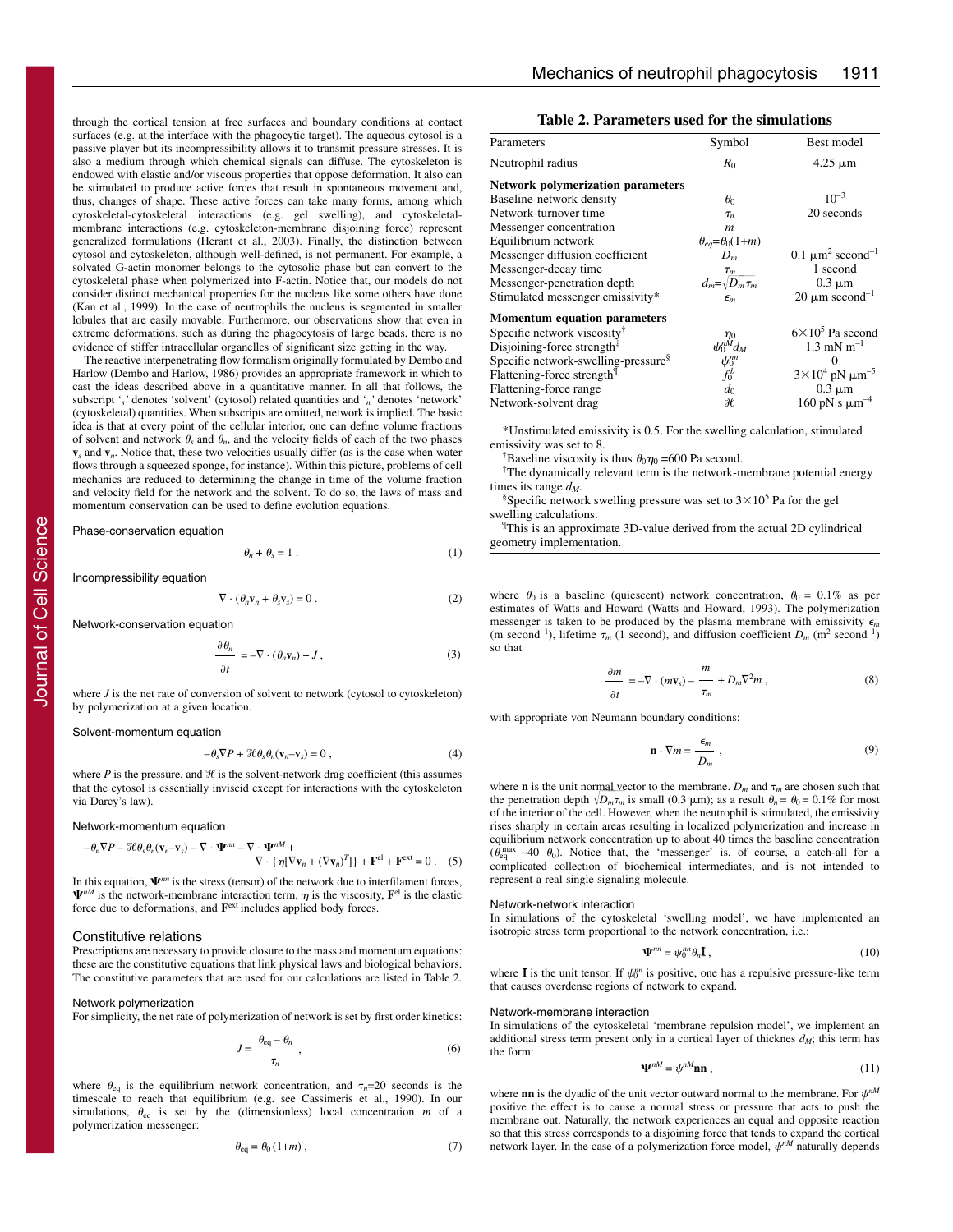through the cortical tension at free surfaces and boundary conditions at contact surfaces (e.g. at the interface with the phagocytic target). The aqueous cytosol is a passive player but its incompressibility allows it to transmit pressure stresses. It is also a medium through which chemical signals can diffuse. The cytoskeleton is endowed with elastic and/or viscous properties that oppose deformation. It also can be stimulated to produce active forces that result in spontaneous movement and, thus, changes of shape. These active forces can take many forms, among which cytoskeletal-cytoskeletal interactions (e.g. gel swelling), and cytoskeletal-membrane interactions (e.g. cytoskeleton-membrane disjoining force) represent generalized formulations (Herant et al., 2003). Finally, the distinction between cytosol and cytoskeleton, although well-defined, is not permanent. For example, a solvated G-actin monomer belongs to the cytosolic phase but can convert to the cytoskeletal phase when polymerized into F-actin. Notice that, our models do not consider distinct mechanical properties for the nucleus like some others have done (Kan et al., 1999). In the case of neutrophils the nucleus is segmented in smaller lobules that are easily movable. Furthermore, our observations show that even in extreme deformations, such as during the phagocytosis of large beads, there is no evidence of stiffer intracellular organelles of significant size getting in the way.

The reactive interpenetrating flow formalism originally formulated by Dembo and Harlow (Dembo and Harlow, 1986) provides an appropriate framework in which to cast the ideas described above in a quantitative manner. In all that follows, the subscript '$_s$' denotes 'solvent' (cytosol) related quantities and '$_n$' denotes 'network' (cytoskeletal) quantities. When subscripts are omitted, network is implied. The basic idea is that at every point of the cellular interior, one can define volume fractions of solvent and network $\theta_s$ and $\theta_n$, and the velocity fields of each of the two phases $\mathbf{v}_s$ and $\mathbf{v}_n$. Notice that, these two velocities usually differ (as is the case when water flows through a squeezed sponge, for instance). Within this picture, problems of cell mechanics are reduced to determining the change in time of the volume fraction and velocity field for the network and the solvent. To do so, the laws of mass and momentum conservation can be used to define evolution equations.

Phase-conservation equation

$$\theta_n + \theta_s = 1 \,. \tag{1}$$

Incompressibility equation

$$\nabla \cdot (\theta_n \mathbf{v}_n + \theta_s \mathbf{v}_s) = 0 \,. \tag{2}$$

Network-conservation equation

$$\frac{\partial \theta_n}{\partial t} = -\nabla \cdot (\theta_n \mathbf{v}_n) + J \,, \tag{3}$$

where $J$ is the net rate of conversion of solvent to network (cytosol to cytoskeleton) by polymerization at a given location.

Solvent-momentum equation

$$-\theta_s \nabla P + \mathcal{H} \theta_s \theta_n (\mathbf{v}_n - \mathbf{v}_s) = 0 \,, \tag{4}$$

where $P$ is the pressure, and $\mathcal{H}$ is the solvent-network drag coefficient (this assumes that the cytosol is essentially inviscid except for interactions with the cytoskeleton via Darcy's law).

Network-momentum equation

$$-\theta_n \nabla P - \mathcal{H} \theta_s \theta_n (\mathbf{v}_n - \mathbf{v}_s) - \nabla \cdot \mathbf{\Psi}^{nn} - \nabla \cdot \mathbf{\Psi}^{nM} + \nabla \cdot \{\eta[\nabla \mathbf{v}_n + (\nabla \mathbf{v}_n)^T]\} + \mathbf{F}^{el} + \mathbf{F}^{ext} = 0 \,. \tag{5}$$

In this equation, $\mathbf{\Psi}^{nn}$ is the stress (tensor) of the network due to interfilament forces, $\mathbf{\Psi}^{nM}$ is the network-membrane interaction term, $\eta$ is the viscosity, $\mathbf{F}^{el}$ is the elastic force due to deformations, and $\mathbf{F}^{ext}$ includes applied body forces.

## Constitutive relations

Prescriptions are necessary to provide closure to the mass and momentum equations: these are the constitutive equations that link physical laws and biological behaviors. The constitutive parameters that are used for our calculations are listed in Table 2.

Network polymerization

For simplicity, the net rate of polymerization of network is set by first order kinetics:

$$J = \frac{\theta_{eq} - \theta_n}{\tau_n} \,, \tag{6}$$

where $\theta_{eq}$ is the equilibrium network concentration, and $\tau_n$=20 seconds is the timescale to reach that equilibrium (e.g. see Cassimeris et al., 1990). In our simulations, $\theta_{eq}$ is set by the (dimensionless) local concentration $m$ of a polymerization messenger:

$$\theta_{eq} = \theta_0 (1+m) \,, \tag{7}$$

**Table 2. Parameters used for the simulations**

| Parameters | Symbol | Best model |
|---|---|---|
| Neutrophil radius | $R_0$ | 4.25 μm |
| **Network polymerization parameters** | | |
| Baseline-network density | $\theta_0$ | $10^{-3}$ |
| Network-turnover time | $\tau_n$ | 20 seconds |
| Messenger concentration | $m$ | |
| Equilibrium network | $\theta_{eq}=\theta_0(1+m)$ | |
| Messenger diffusion coefficient | $D_m$ | 0.1 μm$^2$ second$^{-1}$ |
| Messenger-decay time | $\tau_m$ | 1 second |
| Messenger-penetration depth | $d_m=\sqrt{D_m \tau_m}$ | 0.3 μm |
| Stimulated messenger emissivity* | $\epsilon_m$ | 20 μm second$^{-1}$ |
| **Momentum equation parameters** | | |
| Specific network viscosity† | $\eta_0$ | $6\times10^5$ Pa second |
| Disjoining-force strength‡ | $\psi_0^{nM} d_M$ | 1.3 mN m$^{-1}$ |
| Specific network-swelling-pressure§ | $\psi_0^{nn}$ | 0 |
| Flattening-force strength¶ | $f_0^b$ | $3\times10^4$ pN μm$^{-5}$ |
| Flattening-force range | $d_0$ | 0.3 μm |
| Network-solvent drag | $\mathcal{H}$ | 160 pN s μm$^{-4}$ |

*Unstimulated emissivity is 0.5. For the swelling calculation, stimulated emissivity was set to 8.

†Baseline viscosity is thus $\theta_0\eta_0$ =600 Pa second.

‡The dynamically relevant term is the network-membrane potential energy times its range $d_M$.

§Specific network swelling pressure was set to $3\times10^5$ Pa for the gel swelling calculations.

¶This is an approximate 3D-value derived from the actual 2D cylindrical geometry implementation.

where $\theta_0$ is a baseline (quiescent) network concentration, $\theta_0$ = 0.1% as per estimates of Watts and Howard (Watts and Howard, 1993). The polymerization messenger is taken to be produced by the plasma membrane with emissivity $\epsilon_m$ (m second$^{-1}$), lifetime $\tau_m$ (1 second), and diffusion coefficient $D_m$ (m$^2$ second$^{-1}$) so that

$$\frac{\partial m}{\partial t} = -\nabla \cdot (m \mathbf{v}_s) - \frac{m}{\tau_m} + D_m \nabla^2 m \,, \tag{8}$$

with appropriate von Neumann boundary conditions:

$$\mathbf{n} \cdot \nabla m = \frac{\epsilon_m}{D_m} \,, \tag{9}$$

where $\mathbf{n}$ is the unit normal vector to the membrane. $D_m$ and $\tau_m$ are chosen such that the penetration depth $\sqrt{D_m \tau_m}$ is small (0.3 μm); as a result $\theta_n = \theta_0$ = 0.1% for most of the interior of the cell. However, when the neutrophil is stimulated, the emissivity rises sharply in certain areas resulting in localized polymerization and increase in equilibrium network concentration up to about 40 times the baseline concentration ($\theta_{eq}^{max}$ ~40 $\theta_0$). Notice that, the 'messenger' is, of course, a catch-all for a complicated collection of biochemical intermediates, and is not intended to represent a real single signaling molecule.

Network-network interaction

In simulations of the cytoskeletal 'swelling model', we have implemented an isotropic stress term proportional to the network concentration, i.e.:

$$\mathbf{\Psi}^{nn} = \psi_0^{nn} \theta_n \mathbf{I} \,, \tag{10}$$

where $\mathbf{I}$ is the unit tensor. If $\psi_0^{nn}$ is positive, one has a repulsive pressure-like term that causes overdense regions of network to expand.

Network-membrane interaction

In simulations of the cytoskeletal 'membrane repulsion model', we implement an additional stress term present only in a cortical layer of thicknes $d_M$; this term has the form:

$$\mathbf{\Psi}^{nM} = \psi^{nM} \mathbf{nn} \,, \tag{11}$$

where $\mathbf{nn}$ is the dyadic of the unit vector outward normal to the membrane. For $\psi^{nM}$ positive the effect is to cause a normal stress or pressure that acts to push the membrane out. Naturally, the network experiences an equal and opposite reaction so that this stress corresponds to a disjoining force that tends to expand the cortical network layer. In the case of a polymerization force model, $\psi^{nM}$ naturally depends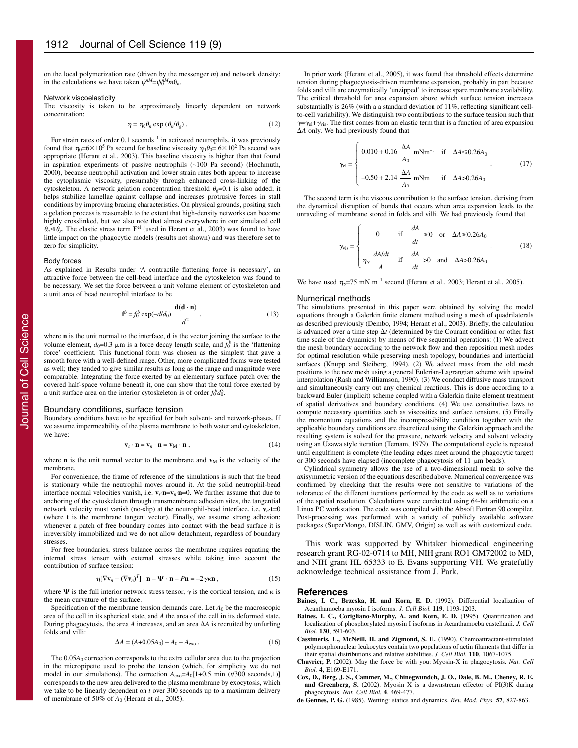on the local polymerization rate (driven by the messenger $m$) and network density: in the calculations we have taken $\psi^{nM}=\psi_0^{nM}m\theta_n$.

### Network viscoelasticity

The viscosity is taken to be approximately linearly dependent on network concentration:

$$\eta = \eta_0\theta_n \exp(\theta_n/\theta_g) . \tag{12}$$

For strain rates of order 0.1 seconds$^{-1}$ in activated neutrophils, it was previously found that $\eta_0=6\times10^5$ Pa second for baseline viscosity $\eta_0\theta_0=6\times10^2$ Pa second was appropriate (Herant et al., 2003). This baseline viscosity is higher than that found in aspiration experiments of passive neutrophils (~100 Pa second) (Hochmuth, 2000), because neutrophil activation and lower strain rates both appear to increase the cytoplasmic viscosity, presumably through enhanced cross-linking of the cytoskeleton. A network gelation concentration threshold $\theta_g$=0.1 is also added; it helps stabilize lamellae against collapse and increases protrusive forces in stall conditions by improving bracing characteristics. On physical grounds, positing such a gelation process is reasonable to the extent that high-density networks can become highly crosslinked, but we also note that almost everywhere in our simulated cell $\theta_n \ll \theta_g$. The elastic stress term $\mathbf{F}^{el}$ (used in Herant et al., 2003) was found to have little impact on the phagocytic models (results not shown) and was therefore set to zero for simplicity.

### Body forces

As explained in Results under 'A contractile flattening force is necessary', an attractive force between the cell-bead interface and the cytoskeleton was found to be necessary. We set the force between a unit volume element of cytoskeleton and a unit area of bead neutrophil interface to be

$$\mathbf{f}^b = f_0^b \exp(-d/d_0)\,\frac{\mathbf{d}(\mathbf{d}\cdot\mathbf{n})}{d^2} , \tag{13}$$

where $\mathbf{n}$ is the unit normal to the interface, $\mathbf{d}$ is the vector joining the surface to the volume element, $d_0$=0.3 μm is a force decay length scale, and $f_0^b$ is the 'flattening force' coefficient. This functional form was chosen as the simplest that gave a smooth force with a well-defined range. Other, more complicated forms were tested as well; they tended to give similar results as long as the range and magnitude were comparable. Integrating the force exerted by an elementary surface patch over the covered half-space volume beneath it, one can show that the total force exerted by a unit surface area on the interior cytoskeleton is of order $f_0^b d_0^2$.

## Boundary conditions, surface tension

Boundary conditions have to be specified for both solvent- and network-phases. If we assume impermeability of the plasma membrane to both water and cytoskeleton, we have:

$$\mathbf{v}_s\cdot\mathbf{n} = \mathbf{v}_n\cdot\mathbf{n} = \mathbf{v}_M\cdot\mathbf{n} , \tag{14}$$

where $\mathbf{n}$ is the unit normal vector to the membrane and $\mathbf{v}_M$ is the velocity of the membrane.

For convenience, the frame of reference of the simulations is such that the bead is stationary while the neutrophil moves around it. At the solid neutrophil-bead interface normal velocities vanish, i.e. $\mathbf{v}_s\cdot\mathbf{n}=\mathbf{v}_n\cdot\mathbf{n}=0$. We further assume that due to anchoring of the cytoskeleton through transmembrane adhesion sites, the tangential network velocity must vanish (no-slip) at the neutrophil-bead interface, i.e. $\mathbf{v}_n\cdot\mathbf{t}=0$ (where $\mathbf{t}$ is the membrane tangent vector). Finally, we assume strong adhesion: whenever a patch of free boundary comes into contact with the bead surface it is irreversibly immobilized and we do not allow detachment, regardless of boundary stresses.

For free boundaries, stress balance across the membrane requires equating the internal stress tensor with external stresses while taking into account the contribution of surface tension:

$$\eta[\nabla\mathbf{v}_n + (\nabla\mathbf{v}_n)^T]\cdot\mathbf{n} - \boldsymbol{\Psi}\cdot\mathbf{n} - P\mathbf{n} = -2\gamma\kappa\mathbf{n} , \tag{15}$$

where $\boldsymbol{\Psi}$ is the full interior network stress tensor, $\gamma$ is the cortical tension, and $\kappa$ is the mean curvature of the surface.

Specification of the membrane tension demands care. Let $A_0$ be the macroscopic area of the cell in its spherical state, and $A$ the area of the cell in its deformed state. During phagocytosis, the area $A$ increases, and an area $\Delta A$ is recruited by unfurling folds and villi:

$$\Delta A = (A+0.05A_0) - A_0 - A_{\mathrm{exo}} . \tag{16}$$

The $0.05A_0$ correction corresponds to the extra cellular area due to the projection in the micropipette used to probe the tension (which, for simplicity we do not model in our simulations). The correction $A_{\mathrm{exo}}=A_0[1+0.5\ \min\ (t/300\ \text{seconds},1)]$ corresponds to the new area delivered to the plasma membrane by exocytosis, which we take to be linearly dependent on $t$ over 300 seconds up to a maximum delivery of membrane of 50% of $A_0$ (Herant et al., 2005).

In prior work (Herant et al., 2005), it was found that threshold effects determine tension during phagocytosis-driven membrane expansion, probably in part because folds and villi are enzymatically 'unzipped' to increase spare membrane availability. The critical threshold for area expansion above which surface tension increases substantially is 26% (with a a standard deviation of 11%, reflecting significant cell-to-cell variability). We distinguish two contributions to the surface tension such that $\gamma=\gamma_{el}+\gamma_{vis}$. The first comes from an elastic term that is a function of area expansion $\Delta A$ only. We had previously found that

$$\gamma_{el} = \begin{cases} 0.010 + 0.16\,\dfrac{\Delta A}{A_0}\ \text{mNm}^{-1} & \text{if}\quad \Delta A \leqslant 0.26A_0 \\[2ex] -0.50 + 2.14\,\dfrac{\Delta A}{A_0}\ \text{mNm}^{-1} & \text{if}\quad \Delta A > 0.26A_0 \end{cases} . \tag{17}$$

The second term is the viscous contribution to the surface tension, deriving from the dynamical disruption of bonds that occurs when area expansion leads to the unraveling of membrane stored in folds and villi. We had previously found that

$$\gamma_{vis} = \begin{cases} 0 & \text{if}\quad \dfrac{dA}{dt} \leqslant 0 \quad\text{or}\quad \Delta A \leqslant 0.26A_0 \\[2ex] \eta_\gamma\,\dfrac{dA/dt}{A} & \text{if}\quad \dfrac{dA}{dt} > 0 \quad\text{and}\quad \Delta A > 0.26A_0 \end{cases} . \tag{18}$$

We have used $\eta_\gamma$=75 mN m$^{-1}$ second (Herant et al., 2003; Herant et al., 2005).

## Numerical methods

The simulations presented in this paper were obtained by solving the model equations through a Galerkin finite element method using a mesh of quadrilaterals as described previously (Dembo, 1994; Herant et al., 2003). Briefly, the calculation is advanced over a time step $\Delta t$ (determined by the Courant condition or other fast time scale of the dynamics) by means of five sequential operations: (1) We advect the mesh boundary according to the network flow and then reposition mesh nodes for optimal resolution while preserving mesh topology, boundaries and interfacial surfaces (Knupp and Steiberg, 1994). (2) We advect mass from the old mesh positions to the new mesh using a general Eulerian-Lagrangian scheme with upwind interpolation (Rash and Williamson, 1990). (3) We conduct diffusive mass transport and simultaneously carry out any chemical reactions. This is done according to a backward Euler (implicit) scheme coupled with a Galerkin finite element treatment of spatial derivatives and boundary conditions. (4) We use constitutive laws to compute necessary quantities such as viscosities and surface tensions. (5) Finally the momentum equations and the incompressibility condition together with the applicable boundary conditions are discretized using the Galerkin approach and the resulting system is solved for the pressure, network velocity and solvent velocity using an Uzawa style iteration (Temam, 1979). The computational cycle is repeated until engulfment is complete (the leading edges meet around the phagocytic target) or 300 seconds have elapsed (incomplete phagocytosis of 11 μm beads).

Cylindrical symmetry allows the use of a two-dimensional mesh to solve the axisymmetric version of the equations described above. Numerical convergence was confirmed by checking that the results were not sensitive to variations of the tolerance of the different iterations performed by the code as well as to variations of the spatial resolution. Calculations were conducted using 64-bit arithmetic on a Linux PC workstation. The code was compiled with the Absoft Fortran 90 compiler. Post-processing was performed with a variety of publicly available software packages (SuperMongo, DISLIN, GMV, Origin) as well as with customized code.

This work was supported by Whitaker biomedical engineering research grant RG-02-0714 to MH, NIH grant RO1 GM72002 to MD, and NIH grant HL 65333 to E. Evans supporting VH. We gratefully acknowledge technical assistance from J. Park.

## References

**Baines, I. C., Brzeska, H. and Korn, E. D.** (1992). Differential localization of Acanthamoeba myosin I isoforms. *J. Cell Biol.* **119**, 1193-1203.

**Baines, I. C., Corigliano-Murphy, A. and Korn, E. D.** (1995). Quantification and localization of phosphorylated myosin I isoforms in Acanthamoeba castellanii. *J. Cell Biol.* **130**, 591-603.

**Cassimeris, L., McNeill, H. and Zigmond, S. H.** (1990). Chemoattractant-stimulated polymorphonuclear leukocytes contain two populations of actin filaments that differ in their spatial distributions and relative stabilities. *J. Cell Biol.* **110**, 1067-1075.

**Chavrier, P.** (2002). May the force be with you: Myosin-X in phagocytosis. *Nat. Cell Biol.* **4**, E169-E171.

**Cox, D., Berg, J. S., Cammer, M., Chinegwundoh, J. O., Dale, B. M., Cheney, R. E. and Greenberg, S.** (2002). Myosin X is a downstream effector of PI(3)K during phagocytosis. *Nat. Cell Biol.* **4**, 469-477.

**de Gennes, P. G.** (1985). Wetting: statics and dynamics. *Rev. Mod. Phys.* **57**, 827-863.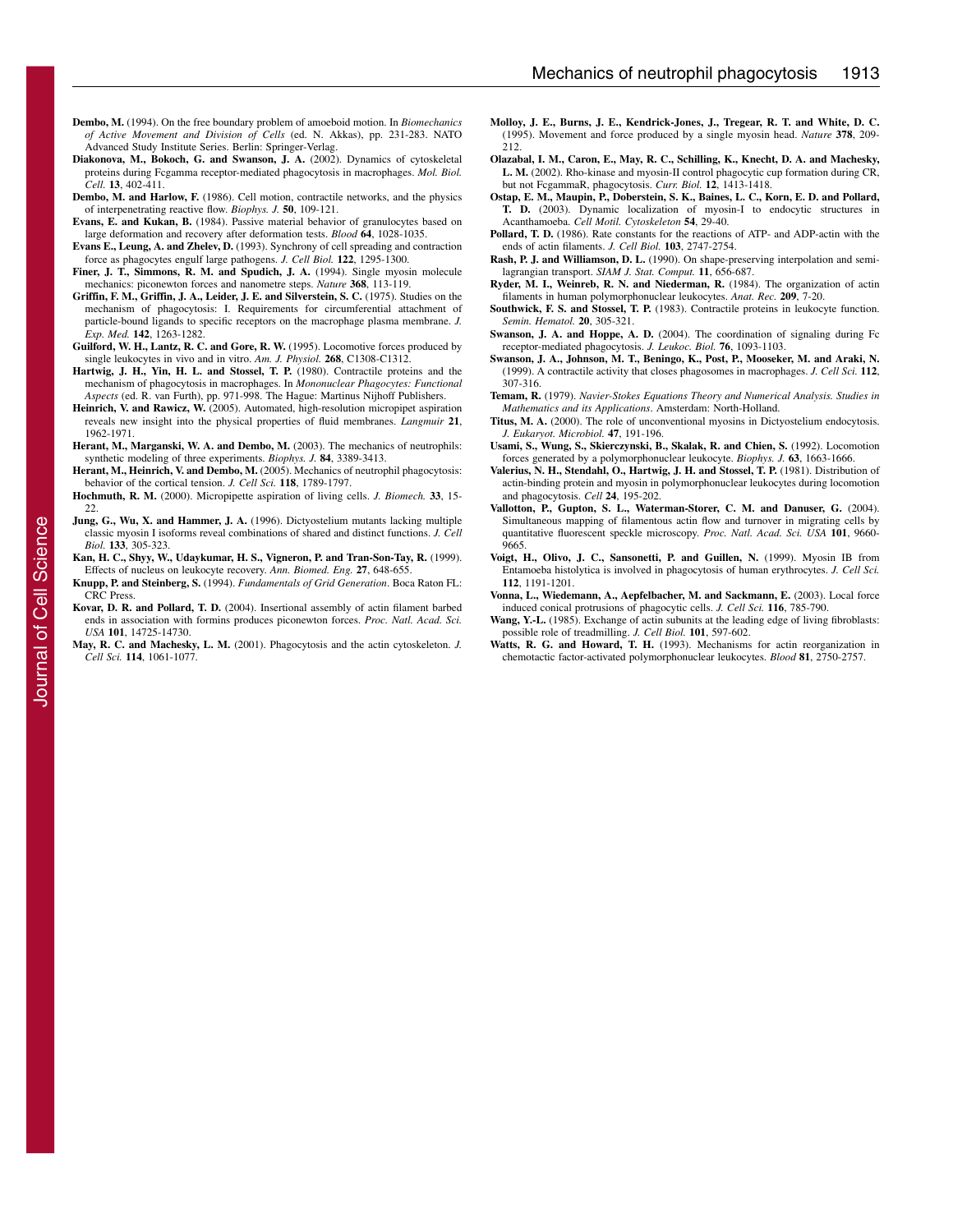**Dembo, M.** (1994). On the free boundary problem of amoeboid motion. In *Biomechanics of Active Movement and Division of Cells* (ed. N. Akkas), pp. 231-283. NATO Advanced Study Institute Series. Berlin: Springer-Verlag.

**Diakonova, M., Bokoch, G. and Swanson, J. A.** (2002). Dynamics of cytoskeletal proteins during Fcgamma receptor-mediated phagocytosis in macrophages. *Mol. Biol. Cell.* **13**, 402-411.

**Dembo, M. and Harlow, F.** (1986). Cell motion, contractile networks, and the physics of interpenetrating reactive flow. *Biophys. J.* **50**, 109-121.

**Evans, E. and Kukan, B.** (1984). Passive material behavior of granulocytes based on large deformation and recovery after deformation tests. *Blood* **64**, 1028-1035.

**Evans E., Leung, A. and Zhelev, D.** (1993). Synchrony of cell spreading and contraction force as phagocytes engulf large pathogens. *J. Cell Biol.* **122**, 1295-1300.

**Finer, J. T., Simmons, R. M. and Spudich, J. A.** (1994). Single myosin molecule mechanics: piconewton forces and nanometre steps. *Nature* **368**, 113-119.

**Griffin, F. M., Griffin, J. A., Leider, J. E. and Silverstein, S. C.** (1975). Studies on the mechanism of phagocytosis: I. Requirements for circumferential attachment of particle-bound ligands to specific receptors on the macrophage plasma membrane. *J. Exp. Med.* **142**, 1263-1282.

**Guilford, W. H., Lantz, R. C. and Gore, R. W.** (1995). Locomotive forces produced by single leukocytes in vivo and in vitro. *Am. J. Physiol.* **268**, C1308-C1312.

**Hartwig, J. H., Yin, H. L. and Stossel, T. P.** (1980). Contractile proteins and the mechanism of phagocytosis in macrophages. In *Mononuclear Phagocytes: Functional Aspects* (ed. R. van Furth), pp. 971-998. The Hague: Martinus Nijhoff Publishers.

**Heinrich, V. and Rawicz, W.** (2005). Automated, high-resolution micropipet aspiration reveals new insight into the physical properties of fluid membranes. *Langmuir* **21**, 1962-1971.

**Herant, M., Marganski, W. A. and Dembo, M.** (2003). The mechanics of neutrophils: synthetic modeling of three experiments. *Biophys. J.* **84**, 3389-3413.

**Herant, M., Heinrich, V. and Dembo, M.** (2005). Mechanics of neutrophil phagocytosis: behavior of the cortical tension. *J. Cell Sci.* **118**, 1789-1797.

**Hochmuth, R. M.** (2000). Micropipette aspiration of living cells. *J. Biomech.* **33**, 15-22.

**Jung, G., Wu, X. and Hammer, J. A.** (1996). Dictyostelium mutants lacking multiple classic myosin I isoforms reveal combinations of shared and distinct functions. *J. Cell Biol.* **133**, 305-323.

**Kan, H. C., Shyy, W., Udaykumar, H. S., Vigneron, P. and Tran-Son-Tay, R.** (1999). Effects of nucleus on leukocyte recovery. *Ann. Biomed. Eng.* **27**, 648-655.

**Knupp, P. and Steinberg, S.** (1994). *Fundamentals of Grid Generation*. Boca Raton FL: CRC Press.

**Kovar, D. R. and Pollard, T. D.** (2004). Insertional assembly of actin filament barbed ends in association with formins produces piconewton forces. *Proc. Natl. Acad. Sci. USA* **101**, 14725-14730.

**May, R. C. and Machesky, L. M.** (2001). Phagocytosis and the actin cytoskeleton. *J. Cell Sci.* **114**, 1061-1077.

**Molloy, J. E., Burns, J. E., Kendrick-Jones, J., Tregear, R. T. and White, D. C.** (1995). Movement and force produced by a single myosin head. *Nature* **378**, 209-212.

**Olazabal, I. M., Caron, E., May, R. C., Schilling, K., Knecht, D. A. and Machesky, L. M.** (2002). Rho-kinase and myosin-II control phagocytic cup formation during CR, but not FcgammaR, phagocytosis. *Curr. Biol.* **12**, 1413-1418.

**Ostap, E. M., Maupin, P., Doberstein, S. K., Baines, L. C., Korn, E. D. and Pollard, T. D.** (2003). Dynamic localization of myosin-I to endocytic structures in Acanthamoeba. *Cell Motil. Cytoskeleton* **54**, 29-40.

**Pollard, T. D.** (1986). Rate constants for the reactions of ATP- and ADP-actin with the ends of actin filaments. *J. Cell Biol.* **103**, 2747-2754.

**Rash, P. J. and Williamson, D. L.** (1990). On shape-preserving interpolation and semi-lagrangian transport. *SIAM J. Stat. Comput.* **11**, 656-687.

**Ryder, M. I., Weinreb, R. N. and Niederman, R.** (1984). The organization of actin filaments in human polymorphonuclear leukocytes. *Anat. Rec.* **209**, 7-20.

**Southwick, F. S. and Stossel, T. P.** (1983). Contractile proteins in leukocyte function. *Semin. Hematol.* **20**, 305-321.

**Swanson, J. A. and Hoppe, A. D.** (2004). The coordination of signaling during Fc receptor-mediated phagocytosis. *J. Leukoc. Biol.* **76**, 1093-1103.

**Swanson, J. A., Johnson, M. T., Beningo, K., Post, P., Mooseker, M. and Araki, N.** (1999). A contractile activity that closes phagosomes in macrophages. *J. Cell Sci.* **112**, 307-316.

**Temam, R.** (1979). *Navier-Stokes Equations Theory and Numerical Analysis. Studies in Mathematics and its Applications*. Amsterdam: North-Holland.

**Titus, M. A.** (2000). The role of unconventional myosins in Dictyostelium endocytosis. *J. Eukaryot. Microbiol.* **47**, 191-196.

**Usami, S., Wung, S., Skierczynski, B., Skalak, R. and Chien, S.** (1992). Locomotion forces generated by a polymorphonuclear leukocyte. *Biophys. J.* **63**, 1663-1666.

**Valerius, N. H., Stendahl, O., Hartwig, J. H. and Stossel, T. P.** (1981). Distribution of actin-binding protein and myosin in polymorphonuclear leukocytes during locomotion and phagocytosis. *Cell* **24**, 195-202.

**Vallotton, P., Gupton, S. L., Waterman-Storer, C. M. and Danuser, G.** (2004). Simultaneous mapping of filamentous actin flow and turnover in migrating cells by quantitative fluorescent speckle microscopy. *Proc. Natl. Acad. Sci. USA* **101**, 9660-9665.

**Voigt, H., Olivo, J. C., Sansonetti, P. and Guillen, N.** (1999). Myosin IB from Entamoeba histolytica is involved in phagocytosis of human erythrocytes. *J. Cell Sci.* **112**, 1191-1201.

**Vonna, L., Wiedemann, A., Aepfelbacher, M. and Sackmann, E.** (2003). Local force induced conical protrusions of phagocytic cells. *J. Cell Sci.* **116**, 785-790.

**Wang, Y.-L.** (1985). Exchange of actin subunits at the leading edge of living fibroblasts: possible role of treadmilling. *J. Cell Biol.* **101**, 597-602.

**Watts, R. G. and Howard, T. H.** (1993). Mechanisms for actin reorganization in chemotactic factor-activated polymorphonuclear leukocytes. *Blood* **81**, 2750-2757.